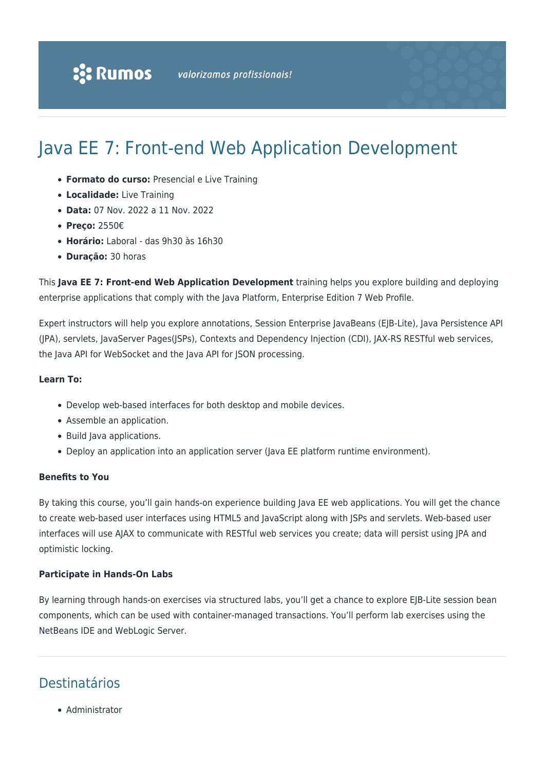Rumos valorizamos profissionais!

# Java EE 7: Front-end Web Application Development

- **Formato do curso:** Presencial e Live Training
- **Localidade:** Live Training
- **Data:** 07 Nov. 2022 a 11 Nov. 2022
- **Preço:** 2550€
- **Horário:** Laboral - das 9h30 às 16h30
- **Duração:** 30 horas

This **Java EE 7: Front-end Web Application Development** training helps you explore building and deploying enterprise applications that comply with the Java Platform, Enterprise Edition 7 Web Profile.

Expert instructors will help you explore annotations, Session Enterprise JavaBeans (EJB-Lite), Java Persistence API (JPA), servlets, JavaServer Pages(JSPs), Contexts and Dependency Injection (CDI), JAX-RS RESTful web services, the Java API for WebSocket and the Java API for JSON processing.

**Learn To:**

- Develop web-based interfaces for both desktop and mobile devices.
- Assemble an application.
- Build Java applications.
- Deploy an application into an application server (Java EE platform runtime environment).

**Benefits to You**

By taking this course, you'll gain hands-on experience building Java EE web applications. You will get the chance to create web-based user interfaces using HTML5 and JavaScript along with JSPs and servlets. Web-based user interfaces will use AJAX to communicate with RESTful web services you create; data will persist using JPA and optimistic locking.

**Participate in Hands-On Labs**

By learning through hands-on exercises via structured labs, you'll get a chance to explore EJB-Lite session bean components, which can be used with container-managed transactions. You'll perform lab exercises using the NetBeans IDE and WebLogic Server.

## Destinatários

- Administrator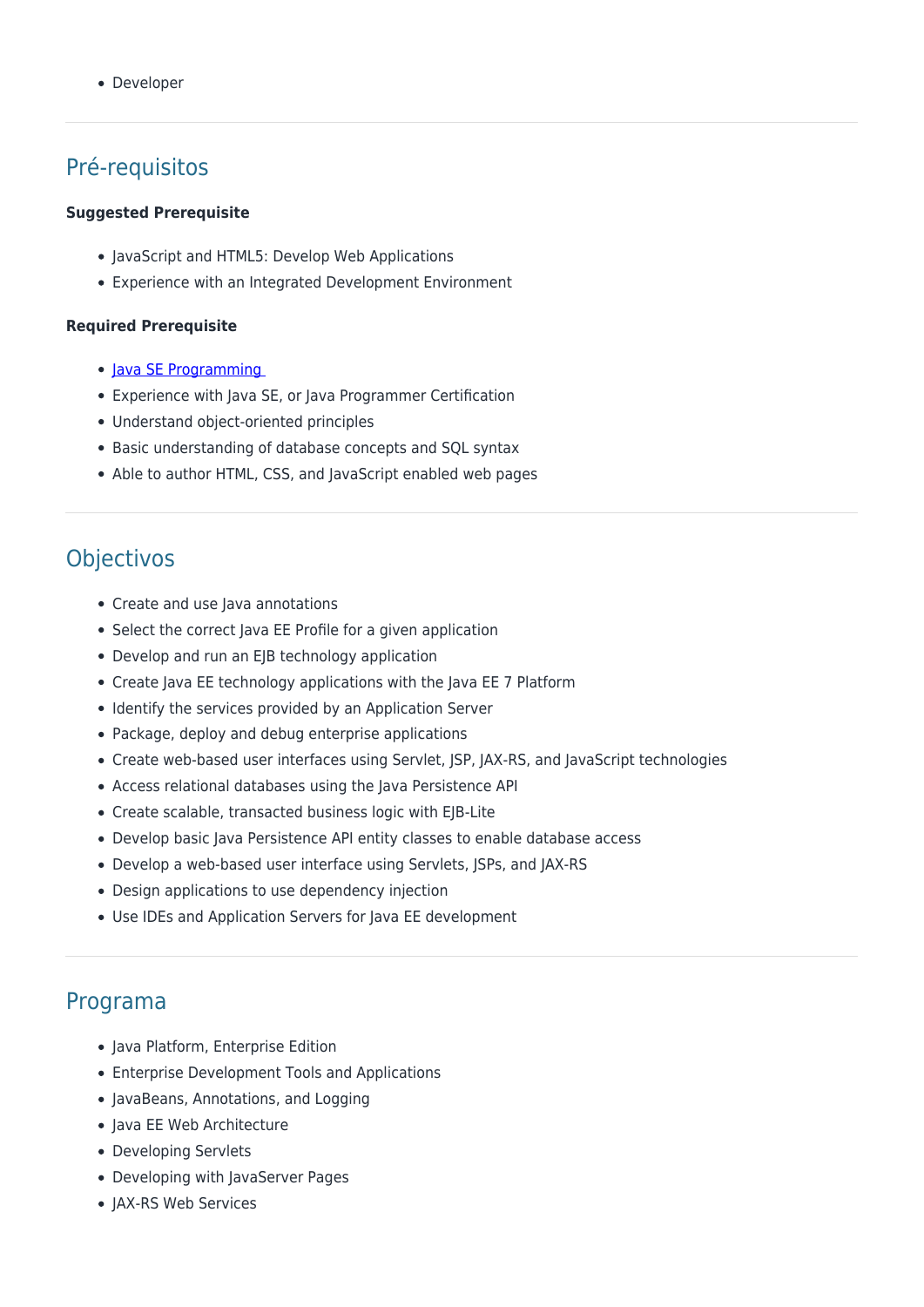- Developer

## Pré-requisitos

**Suggested Prerequisite**

- JavaScript and HTML5: Develop Web Applications
- Experience with an Integrated Development Environment

**Required Prerequisite**

- Java SE Programming
- Experience with Java SE, or Java Programmer Certification
- Understand object-oriented principles
- Basic understanding of database concepts and SQL syntax
- Able to author HTML, CSS, and JavaScript enabled web pages

## Objectivos

- Create and use Java annotations
- Select the correct Java EE Profile for a given application
- Develop and run an EJB technology application
- Create Java EE technology applications with the Java EE 7 Platform
- Identify the services provided by an Application Server
- Package, deploy and debug enterprise applications
- Create web-based user interfaces using Servlet, JSP, JAX-RS, and JavaScript technologies
- Access relational databases using the Java Persistence API
- Create scalable, transacted business logic with EJB-Lite
- Develop basic Java Persistence API entity classes to enable database access
- Develop a web-based user interface using Servlets, JSPs, and JAX-RS
- Design applications to use dependency injection
- Use IDEs and Application Servers for Java EE development

## Programa

- Java Platform, Enterprise Edition
- Enterprise Development Tools and Applications
- JavaBeans, Annotations, and Logging
- Java EE Web Architecture
- Developing Servlets
- Developing with JavaServer Pages
- JAX-RS Web Services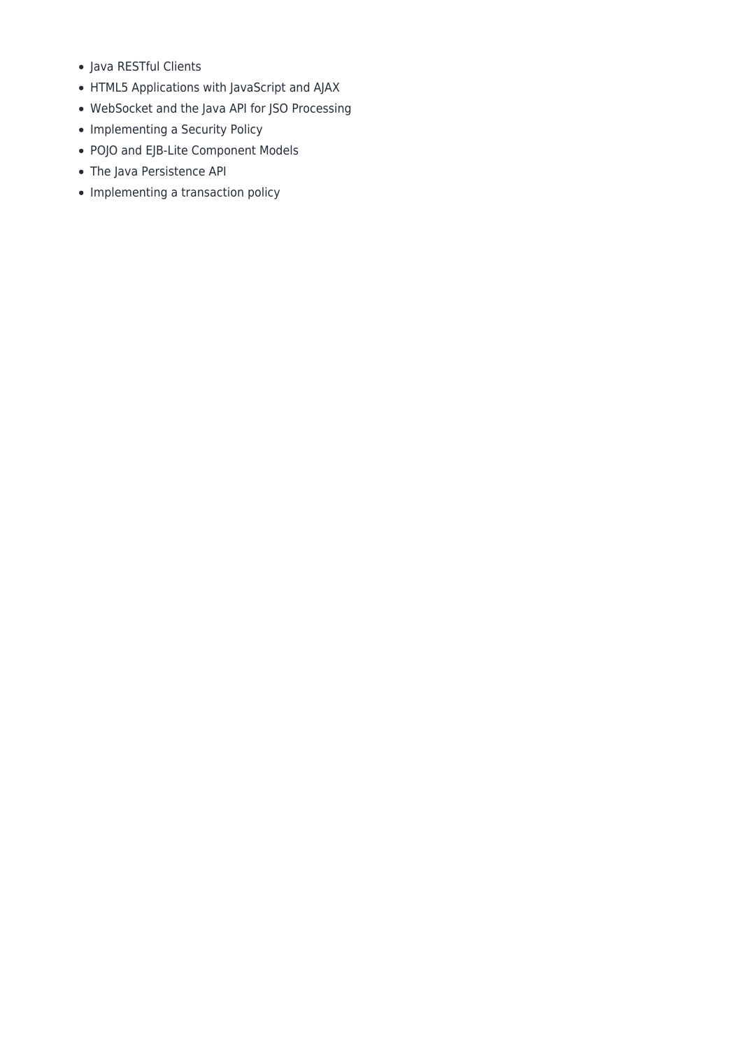- Java RESTful Clients
- HTML5 Applications with JavaScript and AJAX
- WebSocket and the Java API for JSO Processing
- Implementing a Security Policy
- POJO and EJB-Lite Component Models
- The Java Persistence API
- Implementing a transaction policy